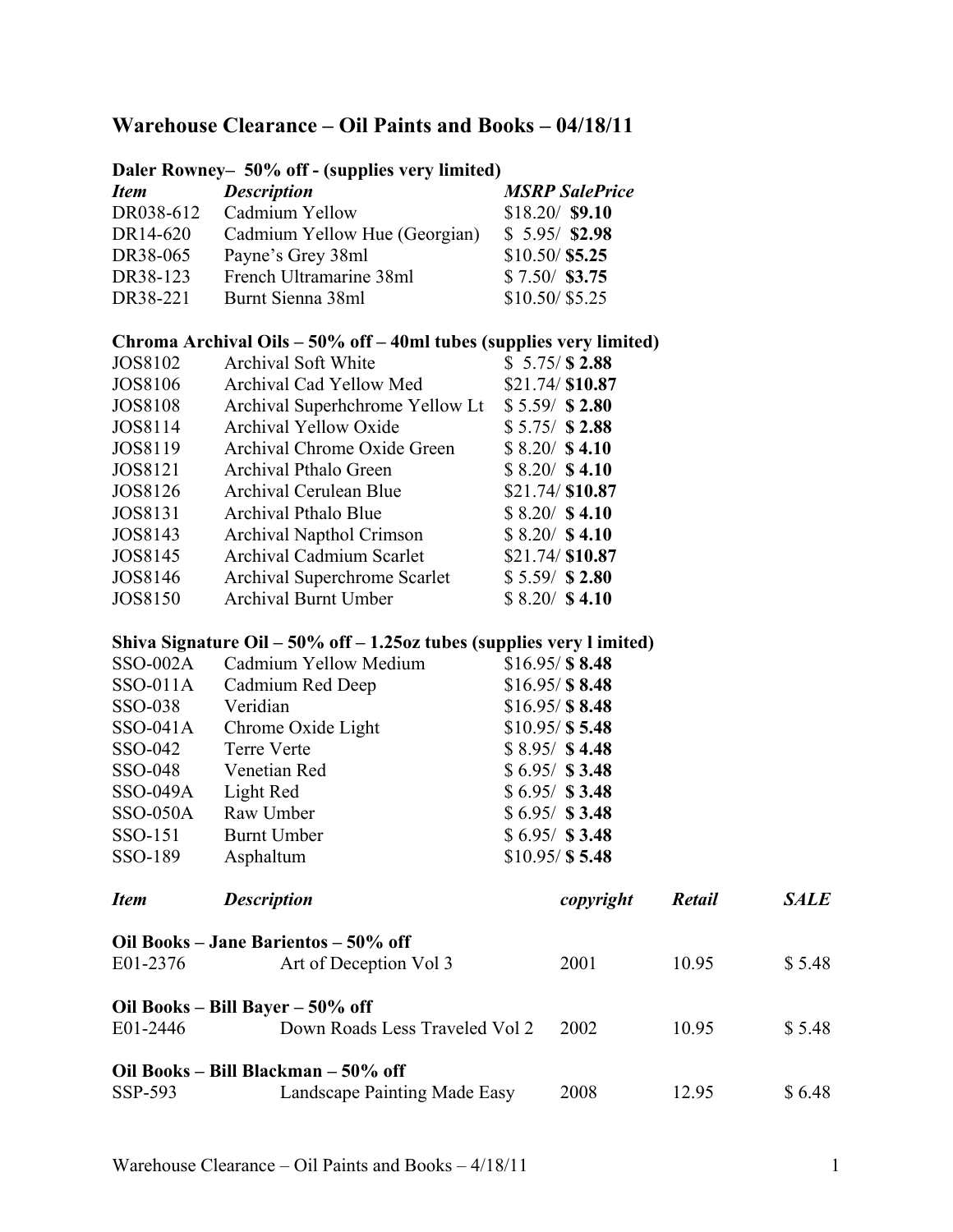# Warehouse Clearance – Oil Paints and Books – 04/18/11

## Daler Rowney– 50% off - (supplies very limited)

| *Item* | *Description* | *MSRP SalePrice* |
|---|---|---|
| DR038-612 | Cadmium Yellow | $18.20/ **$9.10** |
| DR14-620 | Cadmium Yellow Hue (Georgian) | $ 5.95/ **$2.98** |
| DR38-065 | Payne's Grey 38ml | $10.50/ **$5.25** |
| DR38-123 | French Ultramarine 38ml | $ 7.50/ **$3.75** |
| DR38-221 | Burnt Sienna 38ml | $10.50/ $5.25 |

## Chroma Archival Oils – 50% off – 40ml tubes (supplies very limited)

| *Item* | *Description* | *MSRP SalePrice* |
|---|---|---|
| JOS8102 | Archival Soft White | $ 5.75/ **$ 2.88** |
| JOS8106 | Archival Cad Yellow Med | $21.74/ **$10.87** |
| JOS8108 | Archival Superhchrome Yellow Lt | $ 5.59/ **$ 2.80** |
| JOS8114 | Archival Yellow Oxide | $ 5.75/ **$ 2.88** |
| JOS8119 | Archival Chrome Oxide Green | $ 8.20/ **$ 4.10** |
| JOS8121 | Archival Pthalo Green | $ 8.20/ **$ 4.10** |
| JOS8126 | Archival Cerulean Blue | $21.74/ **$10.87** |
| JOS8131 | Archival Pthalo Blue | $ 8.20/ **$ 4.10** |
| JOS8143 | Archival Napthol Crimson | $ 8.20/ **$ 4.10** |
| JOS8145 | Archival Cadmium Scarlet | $21.74/ **$10.87** |
| JOS8146 | Archival Superchrome Scarlet | $ 5.59/ **$ 2.80** |
| JOS8150 | Archival Burnt Umber | $ 8.20/ **$ 4.10** |

## Shiva Signature Oil – 50% off – 1.25oz tubes (supplies very l imited)

| *Item* | *Description* | *MSRP SalePrice* |
|---|---|---|
| SSO-002A | Cadmium Yellow Medium | $16.95/ **$ 8.48** |
| SSO-011A | Cadmium Red Deep | $16.95/ **$ 8.48** |
| SSO-038 | Veridian | $16.95/ **$ 8.48** |
| SSO-041A | Chrome Oxide Light | $10.95/ **$ 5.48** |
| SSO-042 | Terre Verte | $ 8.95/ **$ 4.48** |
| SSO-048 | Venetian Red | $ 6.95/ **$ 3.48** |
| SSO-049A | Light Red | $ 6.95/ **$ 3.48** |
| SSO-050A | Raw Umber | $ 6.95/ **$ 3.48** |
| SSO-151 | Burnt Umber | $ 6.95/ **$ 3.48** |
| SSO-189 | Asphaltum | $10.95/ **$ 5.48** |

| *Item* | *Description* | *copyright* | *Retail* | *SALE* |
|---|---|---|---|---|
| **Oil Books – Jane Barientos – 50% off** | | | | |
| E01-2376 | Art of Deception Vol 3 | 2001 | 10.95 | $ 5.48 |
| **Oil Books – Bill Bayer – 50% off** | | | | |
| E01-2446 | Down Roads Less Traveled Vol 2 | 2002 | 10.95 | $ 5.48 |
| **Oil Books – Bill Blackman – 50% off** | | | | |
| SSP-593 | Landscape Painting Made Easy | 2008 | 12.95 | $ 6.48 |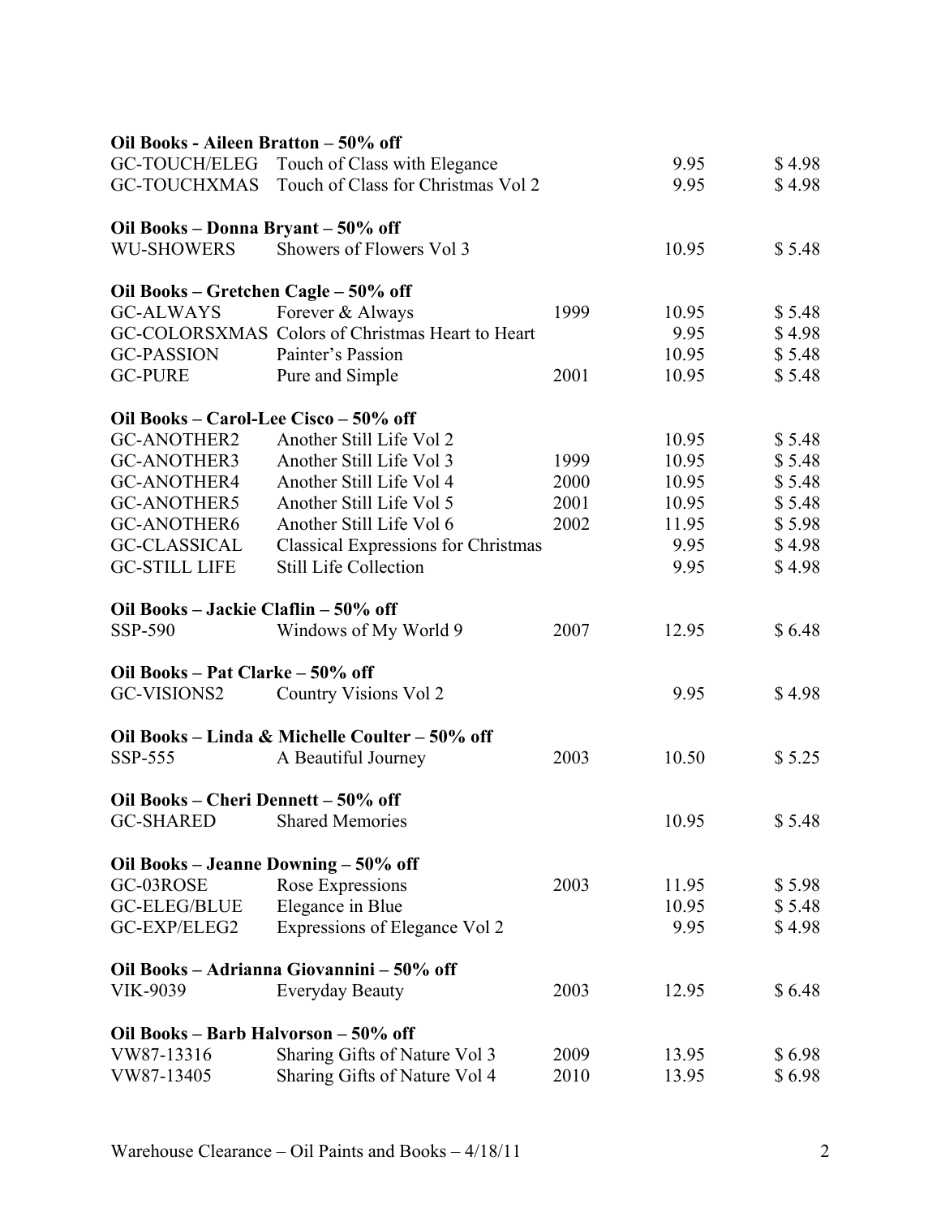**Oil Books - Aileen Bratton – 50% off**

| | | | | |
|---|---|---|---|---|
| GC-TOUCH/ELEG | Touch of Class with Elegance | | 9.95 | $ 4.98 |
| GC-TOUCHXMAS | Touch of Class for Christmas Vol 2 | | 9.95 | $ 4.98 |

**Oil Books – Donna Bryant – 50% off**

| | | | | |
|---|---|---|---|---|
| WU-SHOWERS | Showers of Flowers Vol 3 | | 10.95 | $ 5.48 |

**Oil Books – Gretchen Cagle – 50% off**

| | | | | |
|---|---|---|---|---|
| GC-ALWAYS | Forever & Always | 1999 | 10.95 | $ 5.48 |
| GC-COLORSXMAS | Colors of Christmas Heart to Heart | | 9.95 | $ 4.98 |
| GC-PASSION | Painter's Passion | | 10.95 | $ 5.48 |
| GC-PURE | Pure and Simple | 2001 | 10.95 | $ 5.48 |

**Oil Books – Carol-Lee Cisco – 50% off**

| | | | | |
|---|---|---|---|---|
| GC-ANOTHER2 | Another Still Life Vol 2 | | 10.95 | $ 5.48 |
| GC-ANOTHER3 | Another Still Life Vol 3 | 1999 | 10.95 | $ 5.48 |
| GC-ANOTHER4 | Another Still Life Vol 4 | 2000 | 10.95 | $ 5.48 |
| GC-ANOTHER5 | Another Still Life Vol 5 | 2001 | 10.95 | $ 5.48 |
| GC-ANOTHER6 | Another Still Life Vol 6 | 2002 | 11.95 | $ 5.98 |
| GC-CLASSICAL | Classical Expressions for Christmas | | 9.95 | $ 4.98 |
| GC-STILL LIFE | Still Life Collection | | 9.95 | $ 4.98 |

**Oil Books – Jackie Claflin – 50% off**

| | | | | |
|---|---|---|---|---|
| SSP-590 | Windows of My World 9 | 2007 | 12.95 | $ 6.48 |

**Oil Books – Pat Clarke – 50% off**

| | | | | |
|---|---|---|---|---|
| GC-VISIONS2 | Country Visions Vol 2 | | 9.95 | $ 4.98 |

**Oil Books – Linda & Michelle Coulter – 50% off**

| | | | | |
|---|---|---|---|---|
| SSP-555 | A Beautiful Journey | 2003 | 10.50 | $ 5.25 |

**Oil Books – Cheri Dennett – 50% off**

| | | | | |
|---|---|---|---|---|
| GC-SHARED | Shared Memories | | 10.95 | $ 5.48 |

**Oil Books – Jeanne Downing – 50% off**

| | | | | |
|---|---|---|---|---|
| GC-03ROSE | Rose Expressions | 2003 | 11.95 | $ 5.98 |
| GC-ELEG/BLUE | Elegance in Blue | | 10.95 | $ 5.48 |
| GC-EXP/ELEG2 | Expressions of Elegance Vol 2 | | 9.95 | $ 4.98 |

**Oil Books – Adrianna Giovannini – 50% off**

| | | | | |
|---|---|---|---|---|
| VIK-9039 | Everyday Beauty | 2003 | 12.95 | $ 6.48 |

**Oil Books – Barb Halvorson – 50% off**

| | | | | |
|---|---|---|---|---|
| VW87-13316 | Sharing Gifts of Nature Vol 3 | 2009 | 13.95 | $ 6.98 |
| VW87-13405 | Sharing Gifts of Nature Vol 4 | 2010 | 13.95 | $ 6.98 |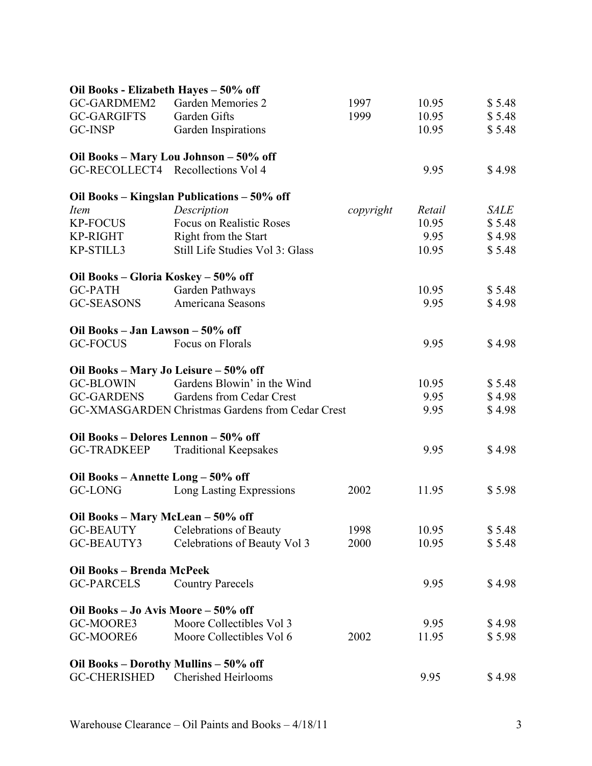**Oil Books - Elizabeth Hayes – 50% off**

| | | | | |
|---|---|---|---|---|
| GC-GARDMEM2 | Garden Memories 2 | 1997 | 10.95 | $ 5.48 |
| GC-GARGIFTS | Garden Gifts | 1999 | 10.95 | $ 5.48 |
| GC-INSP | Garden Inspirations | | 10.95 | $ 5.48 |

**Oil Books – Mary Lou Johnson – 50% off**

| | | | | |
|---|---|---|---|---|
| GC-RECOLLECT4 | Recollections Vol 4 | | 9.95 | $ 4.98 |

**Oil Books – Kingslan Publications – 50% off**

| *Item* | *Description* | *copyright* | *Retail* | *SALE* |
|---|---|---|---|---|
| KP-FOCUS | Focus on Realistic Roses | | 10.95 | $ 5.48 |
| KP-RIGHT | Right from the Start | | 9.95 | $ 4.98 |
| KP-STILL3 | Still Life Studies Vol 3: Glass | | 10.95 | $ 5.48 |

**Oil Books – Gloria Koskey – 50% off**

| | | | | |
|---|---|---|---|---|
| GC-PATH | Garden Pathways | | 10.95 | $ 5.48 |
| GC-SEASONS | Americana Seasons | | 9.95 | $ 4.98 |

**Oil Books – Jan Lawson – 50% off**

| | | | | |
|---|---|---|---|---|
| GC-FOCUS | Focus on Florals | | 9.95 | $ 4.98 |

**Oil Books – Mary Jo Leisure – 50% off**

| | | | | |
|---|---|---|---|---|
| GC-BLOWIN | Gardens Blowin' in the Wind | | 10.95 | $ 5.48 |
| GC-GARDENS | Gardens from Cedar Crest | | 9.95 | $ 4.98 |
| GC-XMASGARDEN | Christmas Gardens from Cedar Crest | | 9.95 | $ 4.98 |

**Oil Books – Delores Lennon – 50% off**

| | | | | |
|---|---|---|---|---|
| GC-TRADKEEP | Traditional Keepsakes | | 9.95 | $ 4.98 |

**Oil Books – Annette Long – 50% off**

| | | | | |
|---|---|---|---|---|
| GC-LONG | Long Lasting Expressions | 2002 | 11.95 | $ 5.98 |

**Oil Books – Mary McLean – 50% off**

| | | | | |
|---|---|---|---|---|
| GC-BEAUTY | Celebrations of Beauty | 1998 | 10.95 | $ 5.48 |
| GC-BEAUTY3 | Celebrations of Beauty Vol 3 | 2000 | 10.95 | $ 5.48 |

**Oil Books – Brenda McPeek**

| | | | | |
|---|---|---|---|---|
| GC-PARCELS | Country Parecels | | 9.95 | $ 4.98 |

**Oil Books – Jo Avis Moore – 50% off**

| | | | | |
|---|---|---|---|---|
| GC-MOORE3 | Moore Collectibles Vol 3 | | 9.95 | $ 4.98 |
| GC-MOORE6 | Moore Collectibles Vol 6 | 2002 | 11.95 | $ 5.98 |

**Oil Books – Dorothy Mullins – 50% off**

| | | | | |
|---|---|---|---|---|
| GC-CHERISHED | Cherished Heirlooms | | 9.95 | $ 4.98 |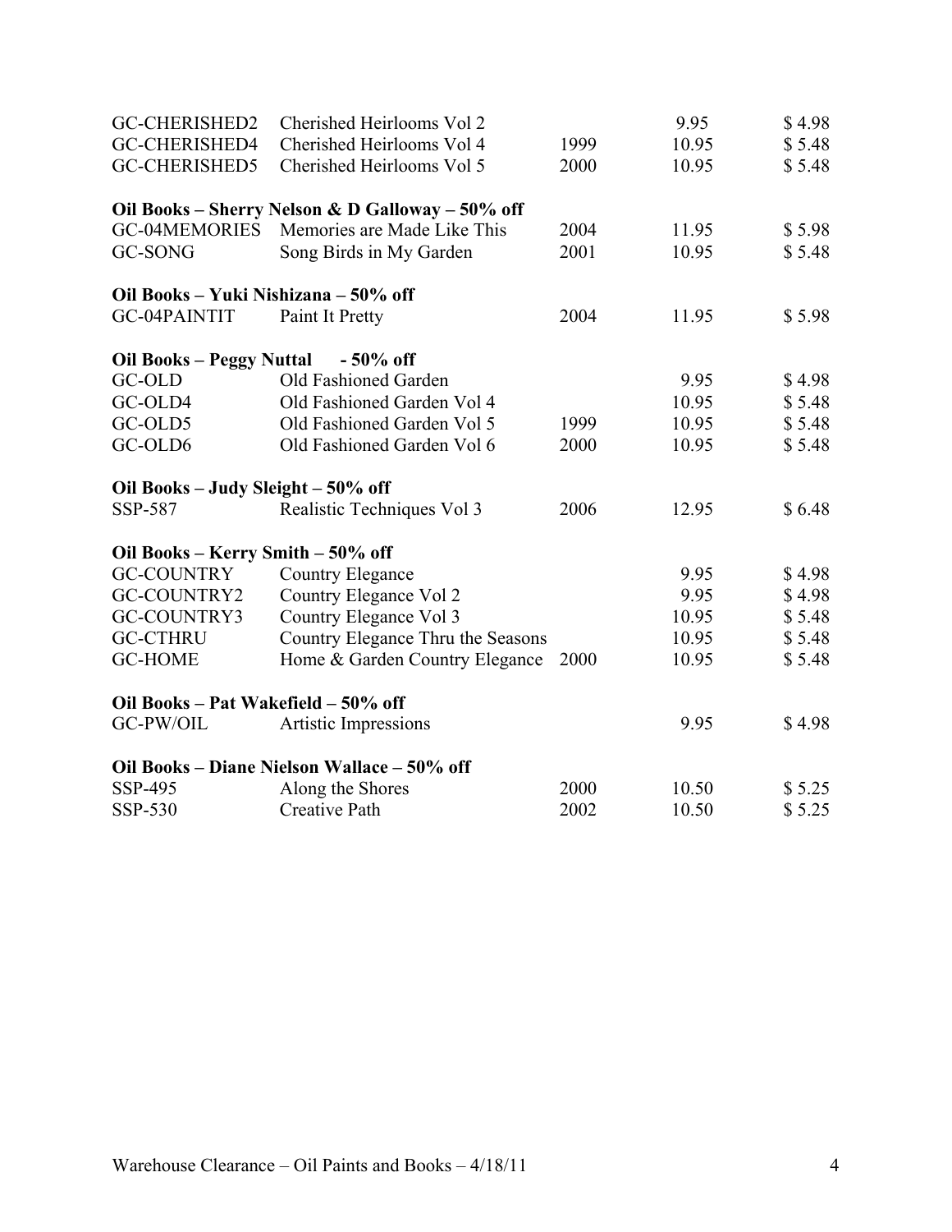| | | | | |
|---|---|---|---|---|
| GC-CHERISHED2 | Cherished Heirlooms Vol 2 | | 9.95 | $ 4.98 |
| GC-CHERISHED4 | Cherished Heirlooms Vol 4 | 1999 | 10.95 | $ 5.48 |
| GC-CHERISHED5 | Cherished Heirlooms Vol 5 | 2000 | 10.95 | $ 5.48 |

**Oil Books – Sherry Nelson & D Galloway – 50% off**

| | | | | |
|---|---|---|---|---|
| GC-04MEMORIES | Memories are Made Like This | 2004 | 11.95 | $ 5.98 |
| GC-SONG | Song Birds in My Garden | 2001 | 10.95 | $ 5.48 |

**Oil Books – Yuki Nishizana – 50% off**

| | | | | |
|---|---|---|---|---|
| GC-04PAINTIT | Paint It Pretty | 2004 | 11.95 | $ 5.98 |

**Oil Books – Peggy Nuttal - 50% off**

| | | | | |
|---|---|---|---|---|
| GC-OLD | Old Fashioned Garden | | 9.95 | $ 4.98 |
| GC-OLD4 | Old Fashioned Garden Vol 4 | | 10.95 | $ 5.48 |
| GC-OLD5 | Old Fashioned Garden Vol 5 | 1999 | 10.95 | $ 5.48 |
| GC-OLD6 | Old Fashioned Garden Vol 6 | 2000 | 10.95 | $ 5.48 |

**Oil Books – Judy Sleight – 50% off**

| | | | | |
|---|---|---|---|---|
| SSP-587 | Realistic Techniques Vol 3 | 2006 | 12.95 | $ 6.48 |

**Oil Books – Kerry Smith – 50% off**

| | | | | |
|---|---|---|---|---|
| GC-COUNTRY | Country Elegance | | 9.95 | $ 4.98 |
| GC-COUNTRY2 | Country Elegance Vol 2 | | 9.95 | $ 4.98 |
| GC-COUNTRY3 | Country Elegance Vol 3 | | 10.95 | $ 5.48 |
| GC-CTHRU | Country Elegance Thru the Seasons | | 10.95 | $ 5.48 |
| GC-HOME | Home & Garden Country Elegance | 2000 | 10.95 | $ 5.48 |

**Oil Books – Pat Wakefield – 50% off**

| | | | | |
|---|---|---|---|---|
| GC-PW/OIL | Artistic Impressions | | 9.95 | $ 4.98 |

**Oil Books – Diane Nielson Wallace – 50% off**

| | | | | |
|---|---|---|---|---|
| SSP-495 | Along the Shores | 2000 | 10.50 | $ 5.25 |
| SSP-530 | Creative Path | 2002 | 10.50 | $ 5.25 |